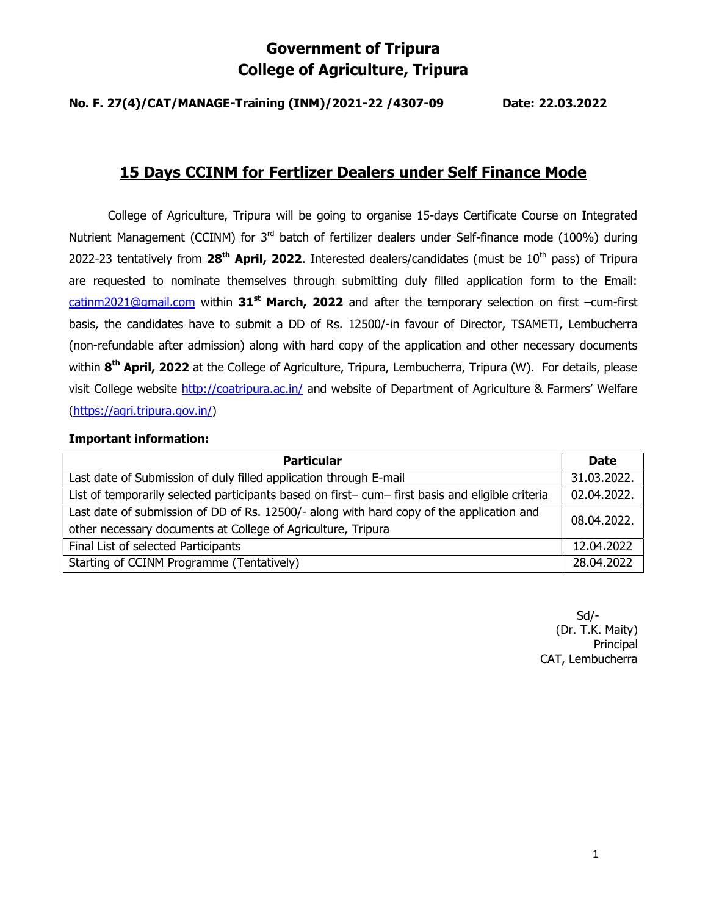# Government of Tripura
# College of Agriculture, Tripura

**No. F. 27(4)/CAT/MANAGE-Training (INM)/2021-22 /4307-09 Date: 22.03.2022**

## 15 Days CCINM for Fertlizer Dealers under Self Finance Mode

College of Agriculture, Tripura will be going to organise 15-days Certificate Course on Integrated Nutrient Management (CCINM) for 3rd batch of fertilizer dealers under Self-finance mode (100%) during 2022-23 tentatively from **28th April, 2022**. Interested dealers/candidates (must be 10th pass) of Tripura are requested to nominate themselves through submitting duly filled application form to the Email: catinm2021@gmail.com within **31st March, 2022** and after the temporary selection on first –cum-first basis, the candidates have to submit a DD of Rs. 12500/-in favour of Director, TSAMETI, Lembucherra (non-refundable after admission) along with hard copy of the application and other necessary documents within **8th April, 2022** at the College of Agriculture, Tripura, Lembucherra, Tripura (W). For details, please visit College website http://coatripura.ac.in/ and website of Department of Agriculture & Farmers' Welfare (https://agri.tripura.gov.in/)

**Important information:**

| Particular | Date |
|---|---|
| Last date of Submission of duly filled application through E-mail | 31.03.2022. |
| List of temporarily selected participants based on first– cum– first basis and eligible criteria | 02.04.2022. |
| Last date of submission of DD of Rs. 12500/- along with hard copy of the application and other necessary documents at College of Agriculture, Tripura | 08.04.2022. |
| Final List of selected Participants | 12.04.2022 |
| Starting of CCINM Programme (Tentatively) | 28.04.2022 |

Sd/-
(Dr. T.K. Maity)
Principal
CAT, Lembucherra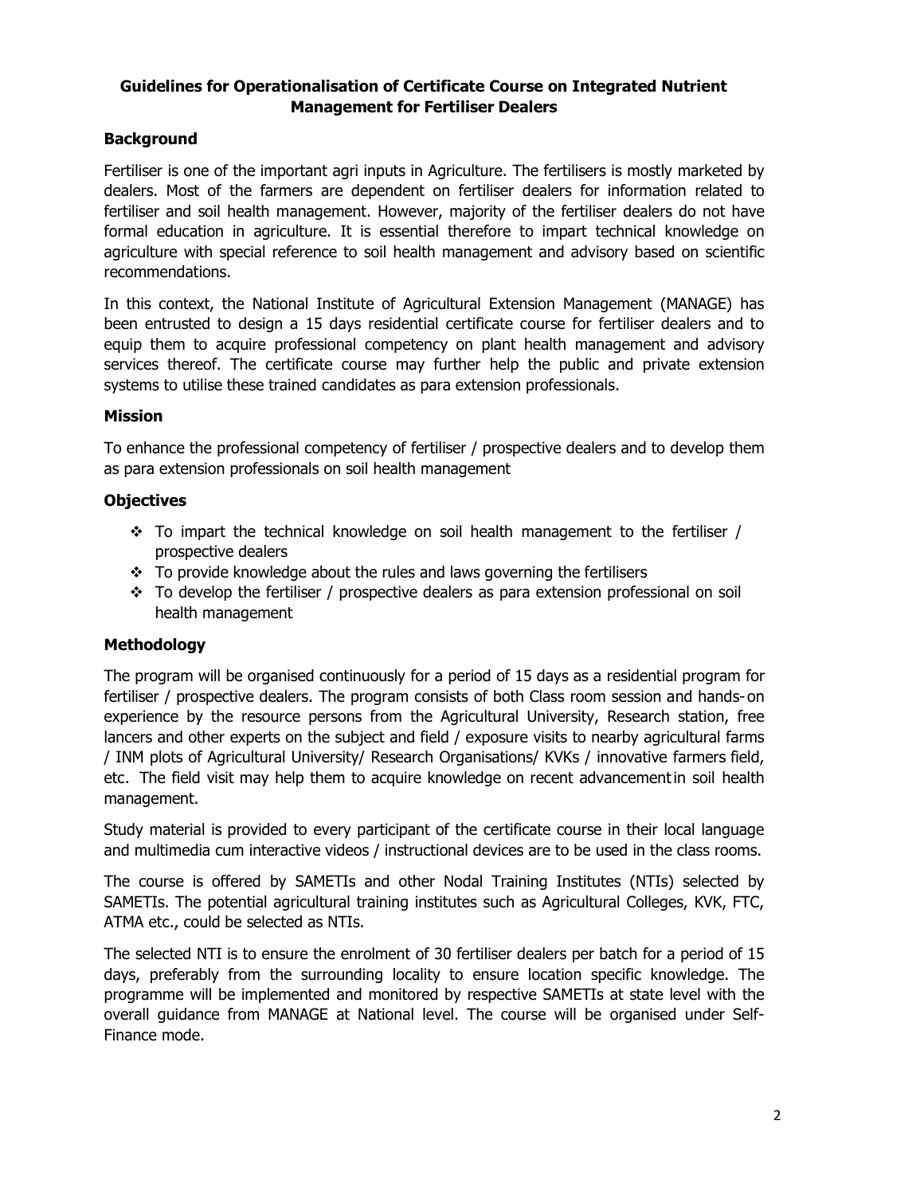## Guidelines for Operationalisation of Certificate Course on Integrated Nutrient Management for Fertiliser Dealers

### Background

Fertiliser is one of the important agri inputs in Agriculture. The fertilisers is mostly marketed by dealers. Most of the farmers are dependent on fertiliser dealers for information related to fertiliser and soil health management. However, majority of the fertiliser dealers do not have formal education in agriculture. It is essential therefore to impart technical knowledge on agriculture with special reference to soil health management and advisory based on scientific recommendations.

In this context, the National Institute of Agricultural Extension Management (MANAGE) has been entrusted to design a 15 days residential certificate course for fertiliser dealers and to equip them to acquire professional competency on plant health management and advisory services thereof. The certificate course may further help the public and private extension systems to utilise these trained candidates as para extension professionals.

### Mission

To enhance the professional competency of fertiliser / prospective dealers and to develop them as para extension professionals on soil health management

### Objectives

- To impart the technical knowledge on soil health management to the fertiliser / prospective dealers
- To provide knowledge about the rules and laws governing the fertilisers
- To develop the fertiliser / prospective dealers as para extension professional on soil health management

### Methodology

The program will be organised continuously for a period of 15 days as a residential program for fertiliser / prospective dealers. The program consists of both Class room session and hands-on experience by the resource persons from the Agricultural University, Research station, free lancers and other experts on the subject and field / exposure visits to nearby agricultural farms / INM plots of Agricultural University/ Research Organisations/ KVKs / innovative farmers field, etc. The field visit may help them to acquire knowledge on recent advancement in soil health management.

Study material is provided to every participant of the certificate course in their local language and multimedia cum interactive videos / instructional devices are to be used in the class rooms.

The course is offered by SAMETIs and other Nodal Training Institutes (NTIs) selected by SAMETIs. The potential agricultural training institutes such as Agricultural Colleges, KVK, FTC, ATMA etc., could be selected as NTIs.

The selected NTI is to ensure the enrolment of 30 fertiliser dealers per batch for a period of 15 days, preferably from the surrounding locality to ensure location specific knowledge. The programme will be implemented and monitored by respective SAMETIs at state level with the overall guidance from MANAGE at National level. The course will be organised under Self-Finance mode.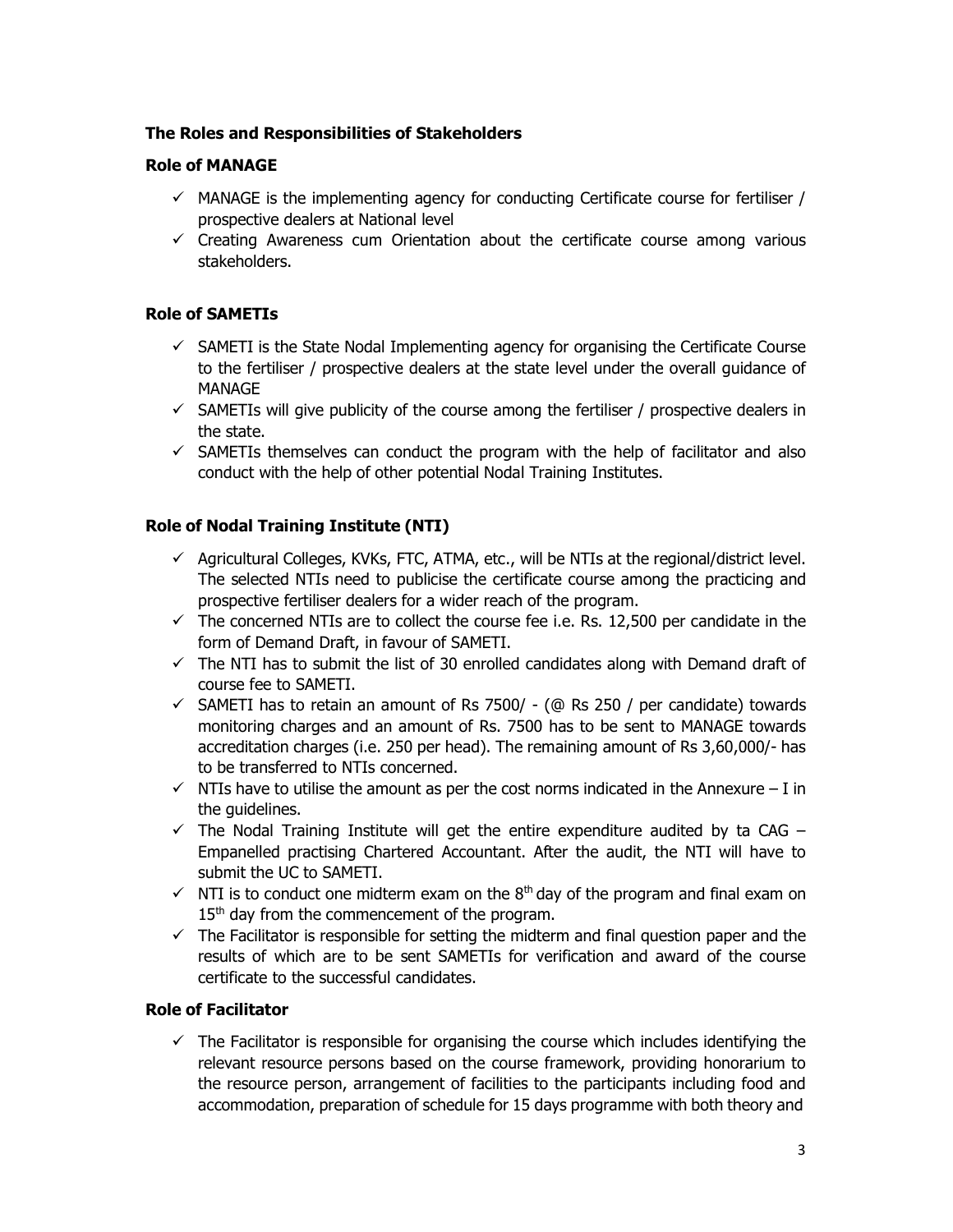**The Roles and Responsibilities of Stakeholders**

**Role of MANAGE**

- ✓ MANAGE is the implementing agency for conducting Certificate course for fertiliser / prospective dealers at National level
- ✓ Creating Awareness cum Orientation about the certificate course among various stakeholders.

**Role of SAMETIs**

- ✓ SAMETI is the State Nodal Implementing agency for organising the Certificate Course to the fertiliser / prospective dealers at the state level under the overall guidance of MANAGE
- ✓ SAMETIs will give publicity of the course among the fertiliser / prospective dealers in the state.
- ✓ SAMETIs themselves can conduct the program with the help of facilitator and also conduct with the help of other potential Nodal Training Institutes.

**Role of Nodal Training Institute (NTI)**

- ✓ Agricultural Colleges, KVKs, FTC, ATMA, etc., will be NTIs at the regional/district level. The selected NTIs need to publicise the certificate course among the practicing and prospective fertiliser dealers for a wider reach of the program.
- ✓ The concerned NTIs are to collect the course fee i.e. Rs. 12,500 per candidate in the form of Demand Draft, in favour of SAMETI.
- ✓ The NTI has to submit the list of 30 enrolled candidates along with Demand draft of course fee to SAMETI.
- ✓ SAMETI has to retain an amount of Rs 7500/ - (@ Rs 250 / per candidate) towards monitoring charges and an amount of Rs. 7500 has to be sent to MANAGE towards accreditation charges (i.e. 250 per head). The remaining amount of Rs 3,60,000/- has to be transferred to NTIs concerned.
- ✓ NTIs have to utilise the amount as per the cost norms indicated in the Annexure – I in the guidelines.
- ✓ The Nodal Training Institute will get the entire expenditure audited by ta CAG – Empanelled practising Chartered Accountant. After the audit, the NTI will have to submit the UC to SAMETI.
- ✓ NTI is to conduct one midterm exam on the 8th day of the program and final exam on 15th day from the commencement of the program.
- ✓ The Facilitator is responsible for setting the midterm and final question paper and the results of which are to be sent SAMETIs for verification and award of the course certificate to the successful candidates.

**Role of Facilitator**

- ✓ The Facilitator is responsible for organising the course which includes identifying the relevant resource persons based on the course framework, providing honorarium to the resource person, arrangement of facilities to the participants including food and accommodation, preparation of schedule for 15 days programme with both theory and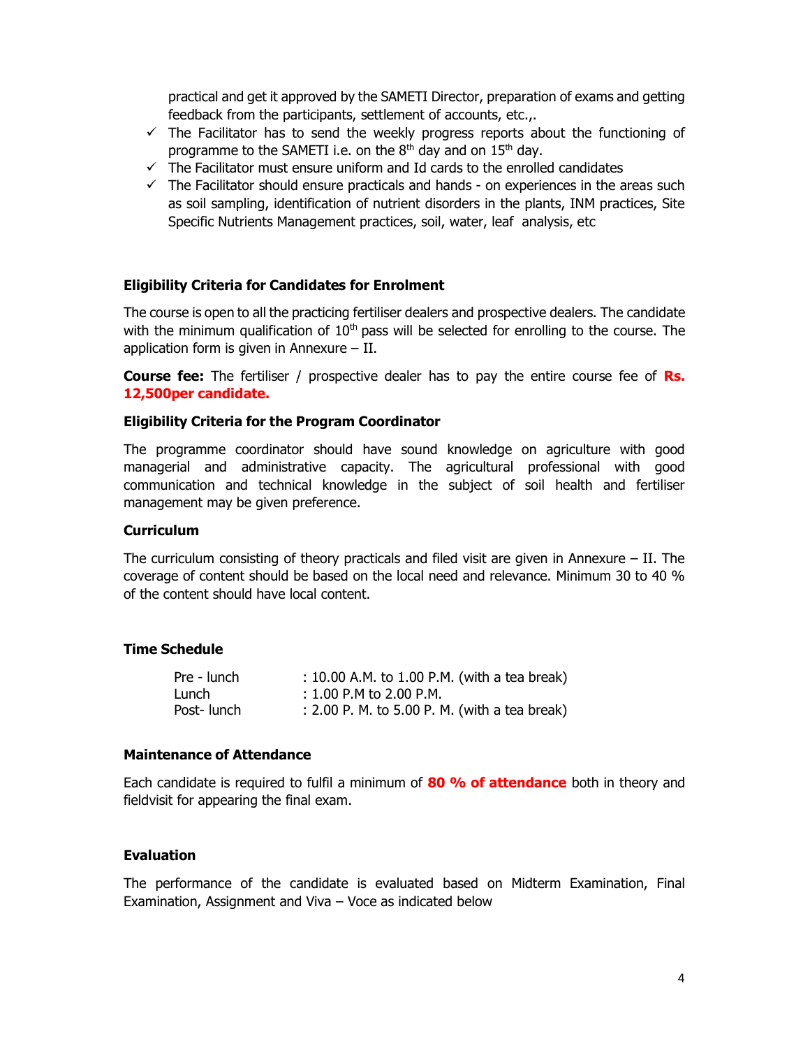practical and get it approved by the SAMETI Director, preparation of exams and getting feedback from the participants, settlement of accounts, etc.,.

- ✓ The Facilitator has to send the weekly progress reports about the functioning of programme to the SAMETI i.e. on the 8th day and on 15th day.
- ✓ The Facilitator must ensure uniform and Id cards to the enrolled candidates
- ✓ The Facilitator should ensure practicals and hands - on experiences in the areas such as soil sampling, identification of nutrient disorders in the plants, INM practices, Site Specific Nutrients Management practices, soil, water, leaf analysis, etc

### Eligibility Criteria for Candidates for Enrolment

The course is open to all the practicing fertiliser dealers and prospective dealers. The candidate with the minimum qualification of 10th pass will be selected for enrolling to the course. The application form is given in Annexure – II.

**Course fee:** The fertiliser / prospective dealer has to pay the entire course fee of **Rs. 12,500per candidate.**

### Eligibility Criteria for the Program Coordinator

The programme coordinator should have sound knowledge on agriculture with good managerial and administrative capacity. The agricultural professional with good communication and technical knowledge in the subject of soil health and fertiliser management may be given preference.

### Curriculum

The curriculum consisting of theory practicals and filed visit are given in Annexure – II. The coverage of content should be based on the local need and relevance. Minimum 30 to 40 % of the content should have local content.

### Time Schedule

| | |
|---|---|
| Pre - lunch | : 10.00 A.M. to 1.00 P.M. (with a tea break) |
| Lunch | : 1.00 P.M to 2.00 P.M. |
| Post- lunch | : 2.00 P. M. to 5.00 P. M. (with a tea break) |

### Maintenance of Attendance

Each candidate is required to fulfil a minimum of **80 % of attendance** both in theory and fieldvisit for appearing the final exam.

### Evaluation

The performance of the candidate is evaluated based on Midterm Examination, Final Examination, Assignment and Viva – Voce as indicated below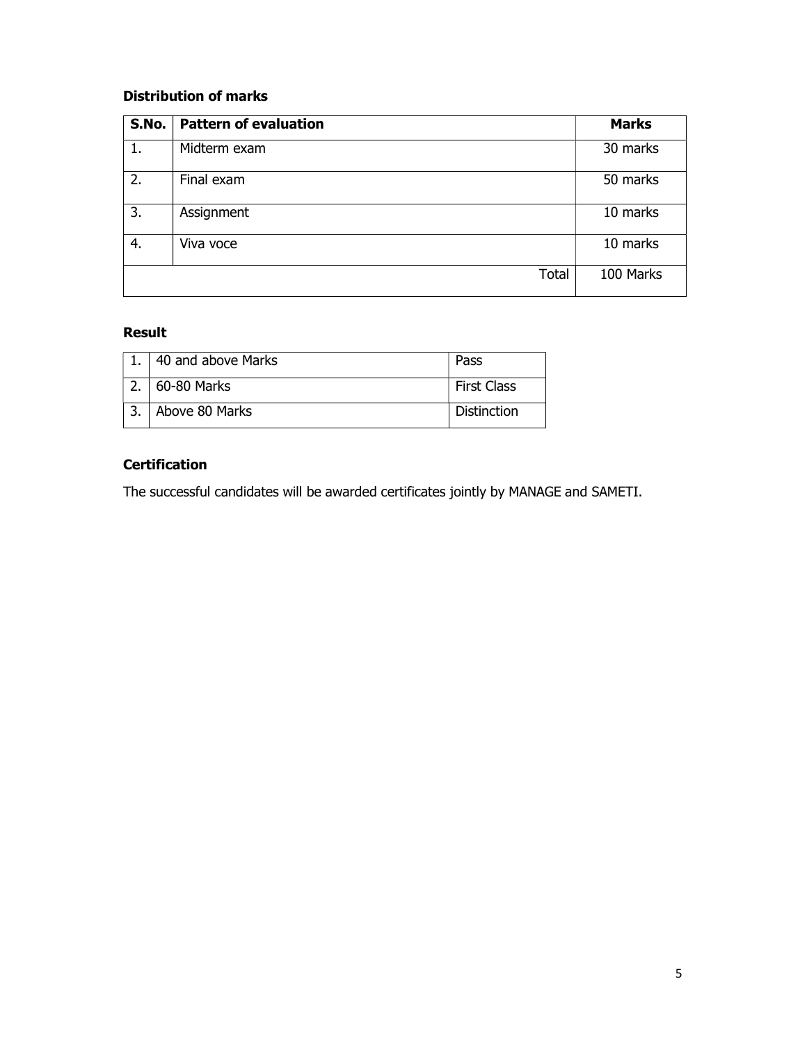### Distribution of marks

| S.No. | Pattern of evaluation | Marks |
|---|---|---|
| 1. | Midterm exam | 30 marks |
| 2. | Final exam | 50 marks |
| 3. | Assignment | 10 marks |
| 4. | Viva voce | 10 marks |
| | Total | 100 Marks |

### Result

| | | |
|---|---|---|
| 1. | 40 and above Marks | Pass |
| 2. | 60-80 Marks | First Class |
| 3. | Above 80 Marks | Distinction |

### Certification

The successful candidates will be awarded certificates jointly by MANAGE and SAMETI.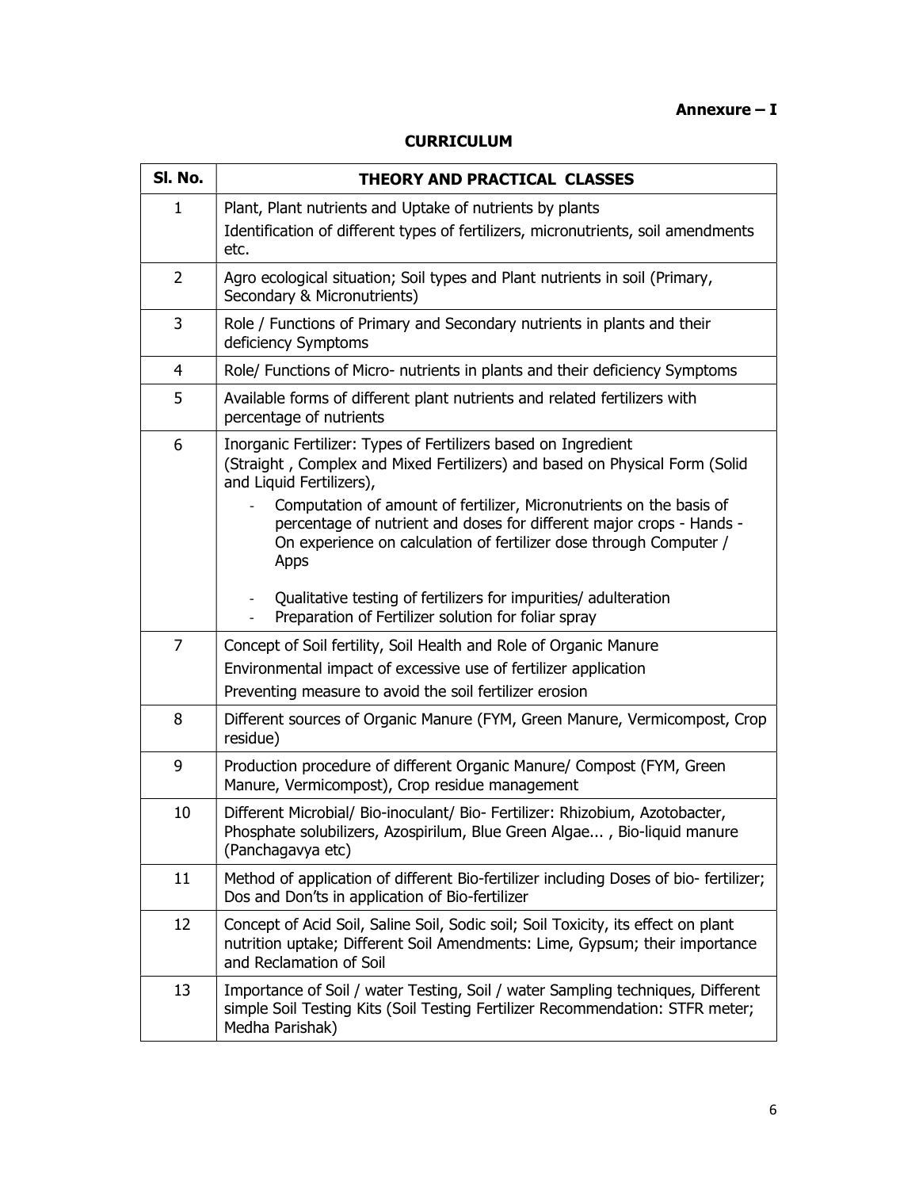**Annexure – I**

## CURRICULUM

| Sl. No. | THEORY AND PRACTICAL CLASSES |
|---|---|
| 1 | Plant, Plant nutrients and Uptake of nutrients by plants<br>Identification of different types of fertilizers, micronutrients, soil amendments etc. |
| 2 | Agro ecological situation; Soil types and Plant nutrients in soil (Primary, Secondary & Micronutrients) |
| 3 | Role / Functions of Primary and Secondary nutrients in plants and their deficiency Symptoms |
| 4 | Role/ Functions of Micro- nutrients in plants and their deficiency Symptoms |
| 5 | Available forms of different plant nutrients and related fertilizers with percentage of nutrients |
| 6 | Inorganic Fertilizer: Types of Fertilizers based on Ingredient (Straight , Complex and Mixed Fertilizers) and based on Physical Form (Solid and Liquid Fertilizers),<br>- Computation of amount of fertilizer, Micronutrients on the basis of percentage of nutrient and doses for different major crops - Hands - On experience on calculation of fertilizer dose through Computer / Apps<br>- Qualitative testing of fertilizers for impurities/ adulteration<br>- Preparation of Fertilizer solution for foliar spray |
| 7 | Concept of Soil fertility, Soil Health and Role of Organic Manure<br>Environmental impact of excessive use of fertilizer application<br>Preventing measure to avoid the soil fertilizer erosion |
| 8 | Different sources of Organic Manure (FYM, Green Manure, Vermicompost, Crop residue) |
| 9 | Production procedure of different Organic Manure/ Compost (FYM, Green Manure, Vermicompost), Crop residue management |
| 10 | Different Microbial/ Bio-inoculant/ Bio- Fertilizer: Rhizobium, Azotobacter, Phosphate solubilizers, Azospirilum, Blue Green Algae... , Bio-liquid manure (Panchagavya etc) |
| 11 | Method of application of different Bio-fertilizer including Doses of bio- fertilizer; Dos and Don'ts in application of Bio-fertilizer |
| 12 | Concept of Acid Soil, Saline Soil, Sodic soil; Soil Toxicity, its effect on plant nutrition uptake; Different Soil Amendments: Lime, Gypsum; their importance and Reclamation of Soil |
| 13 | Importance of Soil / water Testing, Soil / water Sampling techniques, Different simple Soil Testing Kits (Soil Testing Fertilizer Recommendation: STFR meter; Medha Parishak) |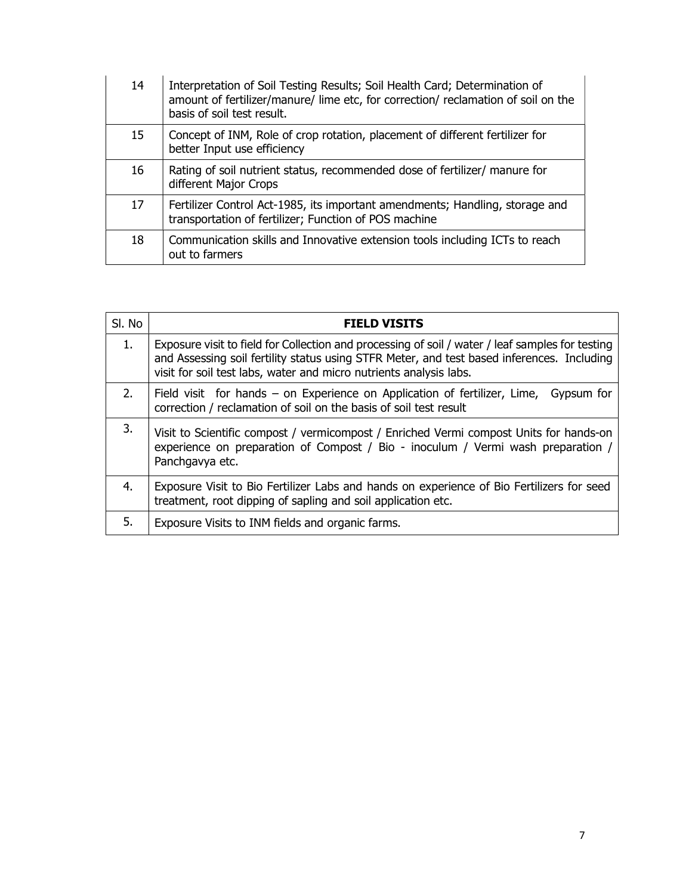| | |
|---|---|
| 14 | Interpretation of Soil Testing Results; Soil Health Card; Determination of amount of fertilizer/manure/ lime etc, for correction/ reclamation of soil on the basis of soil test result. |
| 15 | Concept of INM, Role of crop rotation, placement of different fertilizer for better Input use efficiency |
| 16 | Rating of soil nutrient status, recommended dose of fertilizer/ manure for different Major Crops |
| 17 | Fertilizer Control Act-1985, its important amendments; Handling, storage and transportation of fertilizer; Function of POS machine |
| 18 | Communication skills and Innovative extension tools including ICTs to reach out to farmers |

| Sl. No | **FIELD VISITS** |
|---|---|
| 1. | Exposure visit to field for Collection and processing of soil / water / leaf samples for testing and Assessing soil fertility status using STFR Meter, and test based inferences. Including visit for soil test labs, water and micro nutrients analysis labs. |
| 2. | Field visit for hands – on Experience on Application of fertilizer, Lime, Gypsum for correction / reclamation of soil on the basis of soil test result |
| 3. | Visit to Scientific compost / vermicompost / Enriched Vermi compost Units for hands-on experience on preparation of Compost / Bio - inoculum / Vermi wash preparation / Panchgavya etc. |
| 4. | Exposure Visit to Bio Fertilizer Labs and hands on experience of Bio Fertilizers for seed treatment, root dipping of sapling and soil application etc. |
| 5. | Exposure Visits to INM fields and organic farms. |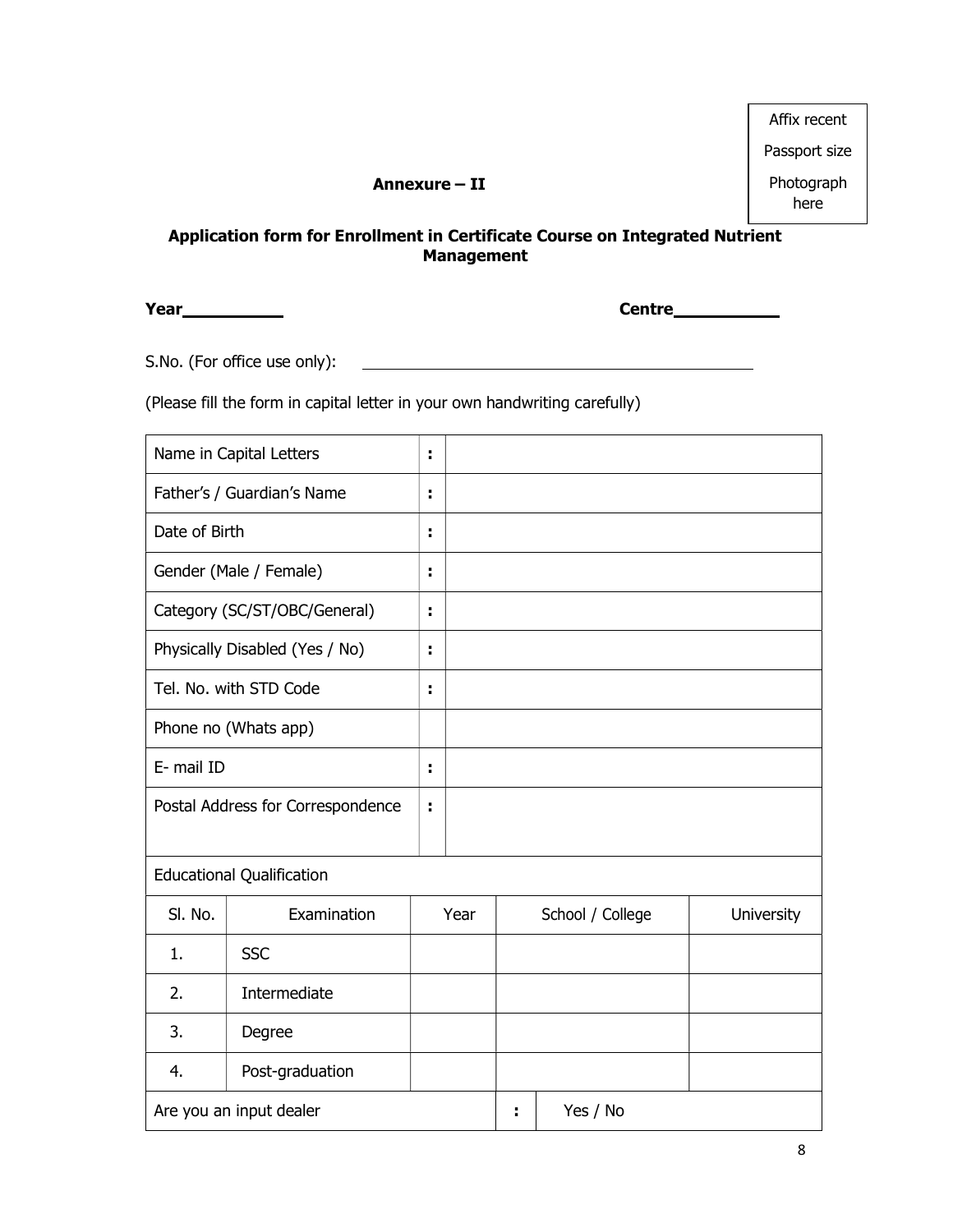Affix recent

Passport size

Photograph here

**Annexure – II**

## Application form for Enrollment in Certificate Course on Integrated Nutrient Management

**Year**\_\_\_\_\_\_\_\_\_\_ **Centre**\_\_\_\_\_\_\_\_\_\_

S.No. (For office use only): \_\_\_\_\_\_\_\_\_\_\_\_\_\_\_\_\_\_\_\_\_\_\_\_\_\_\_\_\_\_\_\_\_\_\_\_\_\_\_\_

(Please fill the form in capital letter in your own handwriting carefully)

| | | |
|---|---|---|
| Name in Capital Letters | : | |
| Father's / Guardian's Name | : | |
| Date of Birth | : | |
| Gender (Male / Female) | : | |
| Category (SC/ST/OBC/General) | : | |
| Physically Disabled (Yes / No) | : | |
| Tel. No. with STD Code | : | |
| Phone no (Whats app) | | |
| E- mail ID | : | |
| Postal Address for Correspondence | : | |

Educational Qualification

| Sl. No. | Examination | Year | School / College | University |
|---|---|---|---|---|
| 1. | SSC | | | |
| 2. | Intermediate | | | |
| 3. | Degree | | | |
| 4. | Post-graduation | | | |

| | | |
|---|---|---|
| Are you an input dealer | : | Yes / No |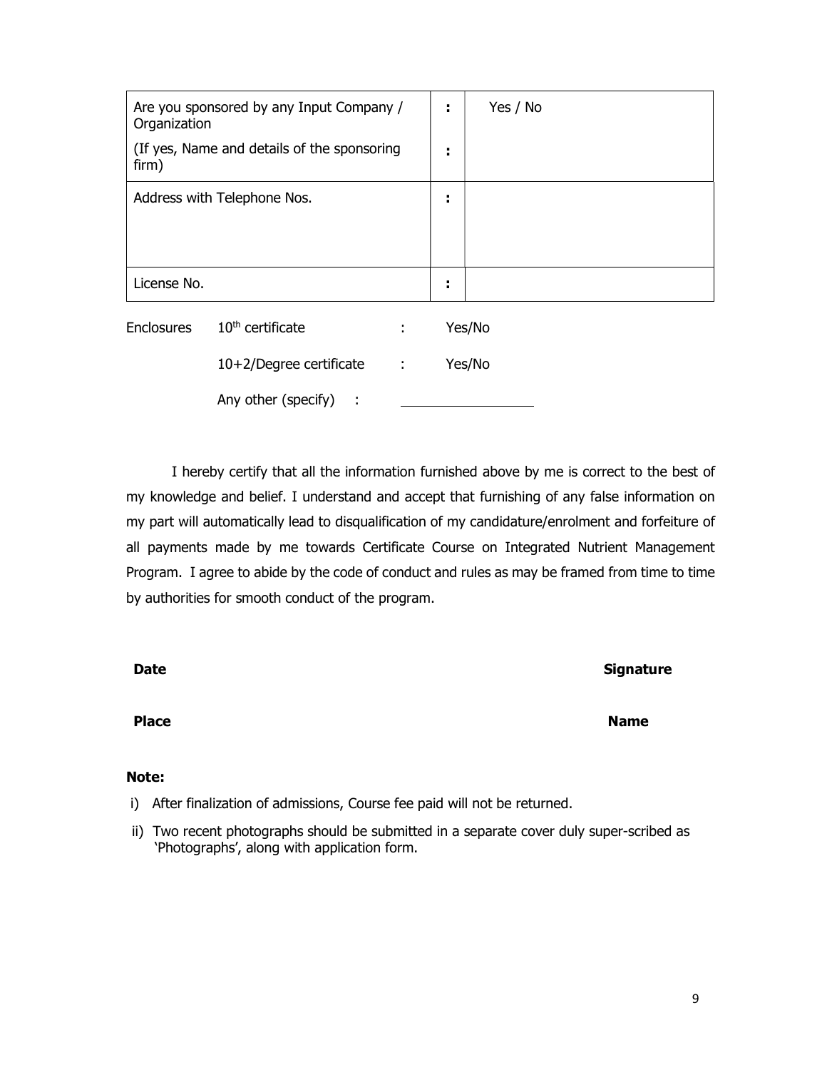| | | |
|---|---|---|
| Are you sponsored by any Input Company / Organization<br>(If yes, Name and details of the sponsoring firm) | :<br>: | Yes / No |
| Address with Telephone Nos. | : | |
| License No. | : | |

| | | | |
|---|---|---|---|
| Enclosures | 10th certificate | : | Yes/No |
| | 10+2/Degree certificate | : | Yes/No |
| | Any other (specify) | : | ______________ |

I hereby certify that all the information furnished above by me is correct to the best of my knowledge and belief. I understand and accept that furnishing of any false information on my part will automatically lead to disqualification of my candidature/enrolment and forfeiture of all payments made by me towards Certificate Course on Integrated Nutrient Management Program. I agree to abide by the code of conduct and rules as may be framed from time to time by authorities for smooth conduct of the program.

**Date** **Signature**

**Place** **Name**

**Note:**

i) After finalization of admissions, Course fee paid will not be returned.

ii) Two recent photographs should be submitted in a separate cover duly super-scribed as 'Photographs', along with application form.